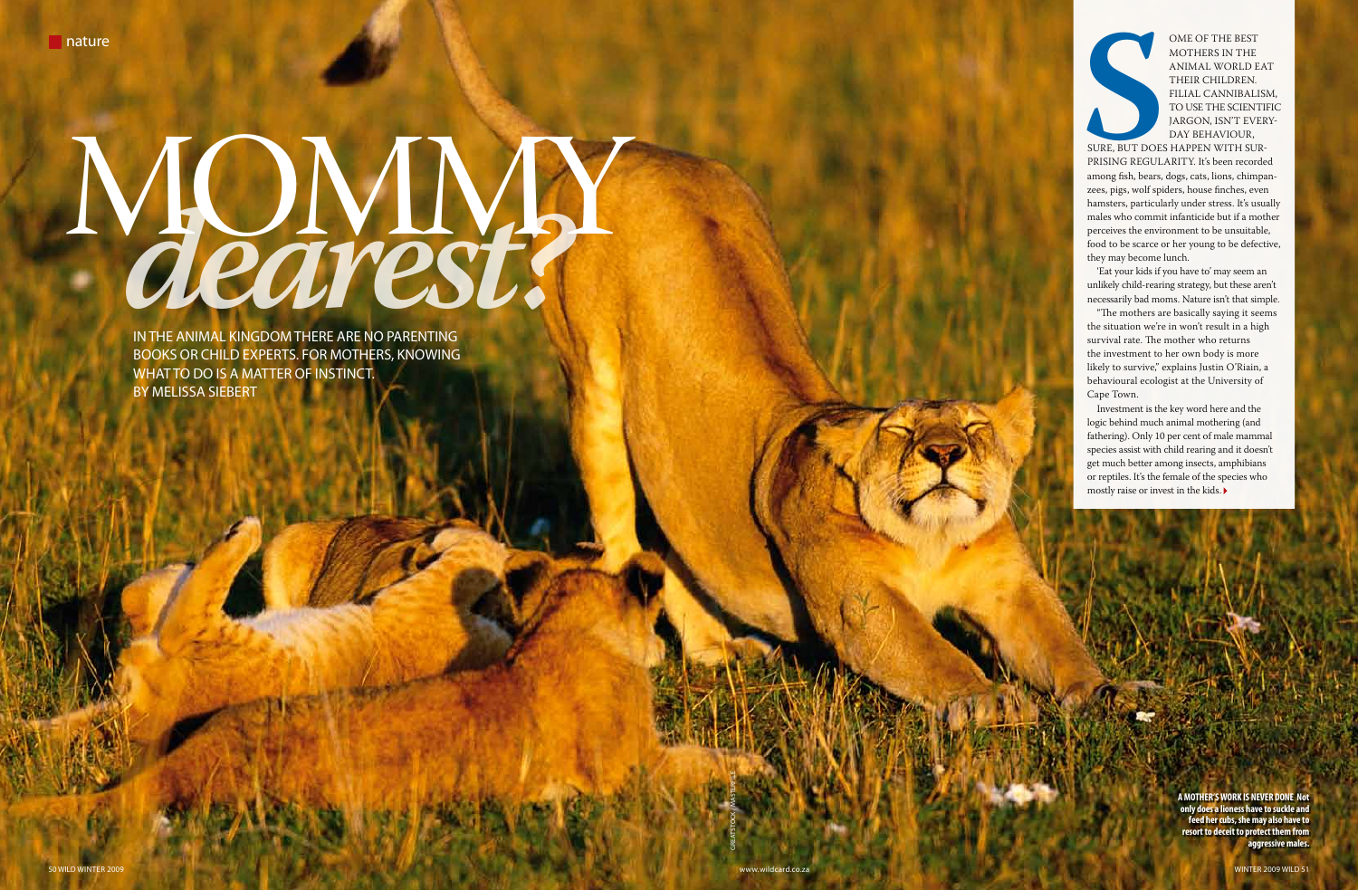nature

# MOMMY *dearest?*

IN THE ANIMAL KINGDOM THERE ARE NO PARENTING BOOKS OR CHILD EXPERTS. FOR MOTHERS, KNOWING WHAT TO DO IS A MATTER OF INSTINCT.
BY MELISSA SIEBERT

SOME OF THE BEST MOTHERS IN THE ANIMAL WORLD EAT THEIR CHILDREN. FILIAL CANNIBALISM, TO USE THE SCIENTIFIC JARGON, ISN'T EVERY-DAY BEHAVIOUR, SURE, BUT DOES HAPPEN WITH SUR-PRISING REGULARITY. It's been recorded among fish, bears, dogs, cats, lions, chimpanzees, pigs, wolf spiders, house finches, even hamsters, particularly under stress. It's usually males who commit infanticide but if a mother perceives the environment to be unsuitable, food to be scarce or her young to be defective, they may become lunch.

'Eat your kids if you have to' may seem an unlikely child-rearing strategy, but these aren't necessarily bad moms. Nature isn't that simple.

"The mothers are basically saying it seems the situation we're in won't result in a high survival rate. The mother who returns the investment to her own body is more likely to survive," explains Justin O'Riain, a behavioural ecologist at the University of Cape Town.

Investment is the key word here and the logic behind much animal mothering (and fathering). Only 10 per cent of male mammal species assist with child rearing and it doesn't get much better among insects, amphibians or reptiles. It's the female of the species who mostly raise or invest in the kids.

**A MOTHER'S WORK IS NEVER DONE** Not only does a lioness have to suckle and feed her cubs, she may also have to resort to deceit to protect them from aggressive males.

GREATSTOCK / MASTERFILE

www.wildcard.co.za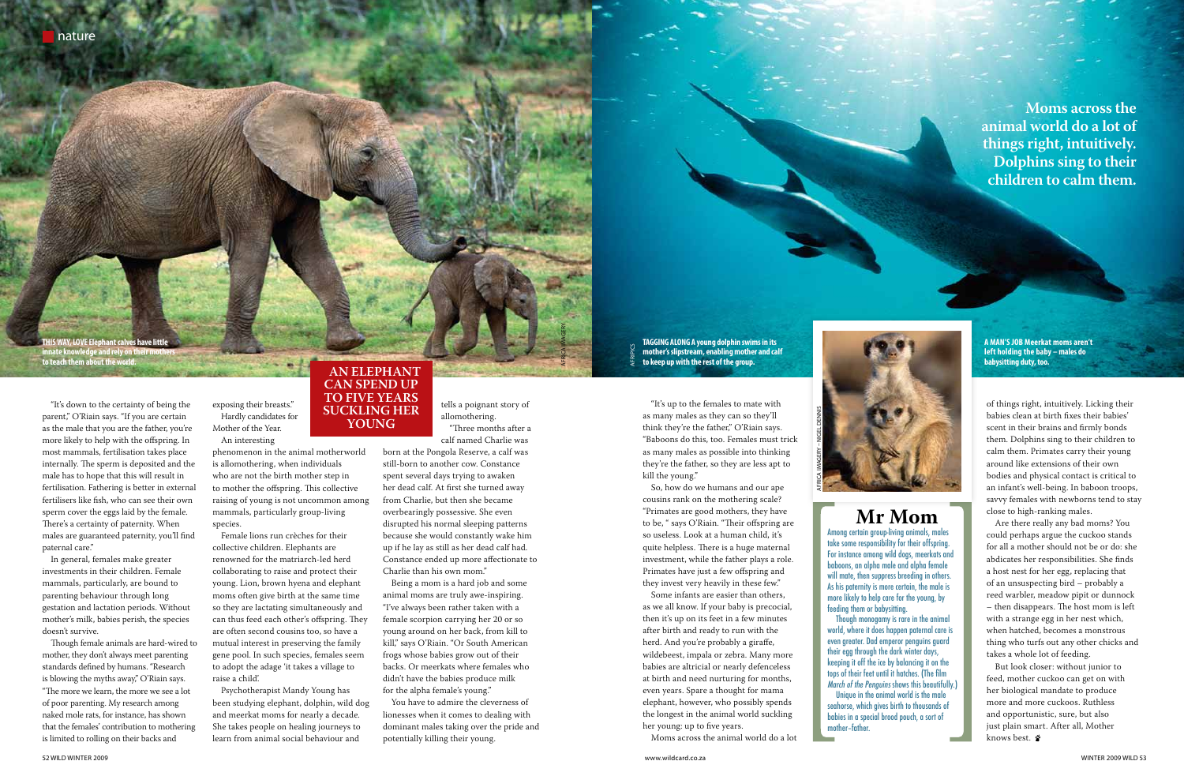"It's down to the certainty of being the parent," O'Riain says. "If you are certain as the male that you are the father, you're more likely to help with the offspring. In most mammals, fertilisation takes place internally. The sperm is deposited and the male has to hope that this will result in fertilisation. Fathering is better in external fertilisers like fish, who can see their own sperm cover the eggs laid by the female. There's a certainty of paternity. When males are guaranteed paternity, you'll find paternal care."

In general, females make greater investments in their children. Female mammals, particularly, are bound to parenting behaviour through long gestation and lactation periods. Without mother's milk, babies perish, the species doesn't survive.

Though female animals are hard-wired to mother, they don't always meet parenting standards defined by humans. "Research is blowing the myths away," O'Riain says. "The more we learn, the more we see a lot of poor parenting. My research among naked mole rats, for instance, has shown that the females' contribution to mothering is limited to rolling on their backs and exposing their breasts."

Hardly candidates for Mother of the Year.

An interesting phenomenon in the animal motherworld is allomothering, when individuals who are not the birth mother step in to mother the offspring. This collective raising of young is not uncommon among mammals, particularly group-living species.

Female lions run crèches for their collective children. Elephants are renowned for the matriarch-led herd collaborating to raise and protect their young. Lion, brown hyena and elephant moms often give birth at the same time so they are lactating simultaneously and can thus feed each other's offspring. They are often second cousins too, so have a mutual interest in preserving the family gene pool. In such species, females seem to adopt the adage 'it takes a village to raise a child'.

Psychotherapist Mandy Young has been studying elephant, dolphin, wild dog and meerkat moms for nearly a decade. She takes people on healing journeys to learn from animal social behaviour and tells a poignant story of allomothering.

**AN ELEPHANT CAN SPEND UP TO FIVE YEARS SUCKLING HER YOUNG**

"Three months after a calf named Charlie was born at the Pongola Reserve, a calf was still-born to another cow. Constance spent several days trying to awaken her dead calf. At first she turned away from Charlie, but then she became overbearingly possessive. She even disrupted his normal sleeping patterns because she would constantly wake him up if he lay as still as her dead calf had. Constance ended up more affectionate to Charlie than his own mom."

Being a mom is a hard job and some animal moms are truly awe-inspiring. "I've always been rather taken with a female scorpion carrying her 20 or so young around on her back, from kill to kill," says O'Riain. "Or South American frogs whose babies grow out of their backs. Or meerkats where females who didn't have the babies produce milk for the alpha female's young."

You have to admire the cleverness of lionesses when it comes to dealing with dominant males taking over the pride and potentially killing their young.

"It's up to the females to mate with as many males as they can so they'll think they're the father," O'Riain says. "Baboons do this, too. Females must trick as many males as possible into thinking they're the father, so they are less apt to kill the young."

So, how do we humans and our ape cousins rank on the mothering scale? "Primates are good mothers, they have to be, " says O'Riain. "Their offspring are so useless. Look at a human child, it's quite helpless. There is a huge maternal investment, while the father plays a role. Primates have just a few offspring and they invest very heavily in these few."

Some infants are easier than others, as we all know. If your baby is precocial, then it's up on its feet in a few minutes after birth and ready to run with the herd. And you're probably a giraffe, wildebeest, impala or zebra. Many more babies are altricial or nearly defenceless at birth and need nurturing for months, even years. Spare a thought for mama elephant, however, who possibly spends the longest in the animal world suckling her young: up to five years.

Moms across the animal world do a lot of things right, intuitively. Licking their babies clean at birth fixes their babies' scent in their brains and firmly bonds them. Dolphins sing to their children to calm them. Primates carry their young around like extensions of their own bodies and physical contact is critical to an infant's well-being. In baboon troops, savvy females with newborns tend to stay close to high-ranking males.

Are there really any bad moms? You could perhaps argue the cuckoo stands for all a mother should not be or do: she abdicates her responsibilities. She finds a host nest for her egg, replacing that of an unsuspecting bird – probably a reed warbler, meadow pipit or dunnock – then disappears. The host mom is left with a strange egg in her nest which, when hatched, becomes a monstrous thing who turfs out any other chicks and takes a whole lot of feeding.

But look closer: without junior to feed, mother cuckoo can get on with her biological mandate to produce more and more cuckoos. Ruthless and opportunistic, sure, but also just plain smart. After all, Mother knows best.

**Moms across the animal world do a lot of things right, intuitively. Dolphins sing to their children to calm them.**

**THIS WAY, LOVE** Elephant calves have little innate knowledge and rely on their mothers to teach them about the world.

**TAGGING ALONG** A young dolphin swims in its mother's slipstream, enabling mother and calf to keep up with the rest of the group.

**A MAN'S JOB** Meerkat moms aren't left holding the baby – males do babysitting duty, too.

## Mr Mom

Among certain group-living animals, males take some responsibility for their offspring. For instance among wild dogs, meerkats and baboons, an alpha male and alpha female will mate, then suppress breeding in others. As his paternity is more certain, the male is more likely to help care for the young, by feeding them or babysitting.

Though monogamy is rare in the animal world, where it does happen paternal care is even greater. Dad emperor penguins guard their egg through the dark winter days, keeping it off the ice by balancing it on the tops of their feet until it hatches. (The film *March of the Penguins* shows this beautifully.)

Unique in the animal world is the male seahorse, which gives birth to thousands of babies in a special brood pouch, a sort of mother-father.